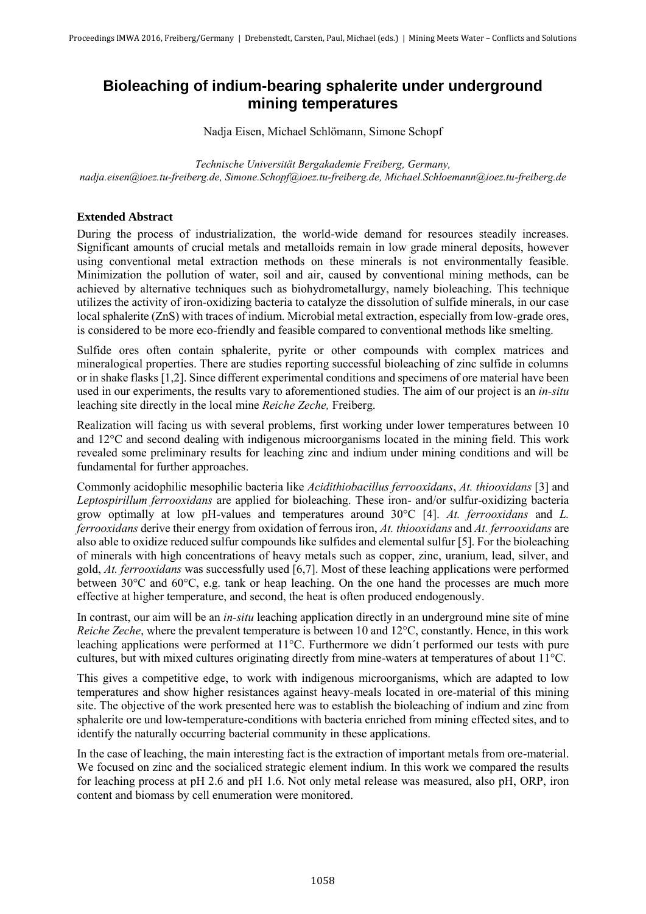# Bioleaching of indium-bearing sphalerite under underground mining temperatures

Nadja Eisen, Michael Schlömann, Simone Schopf

*Technische Universität Bergakademie Freiberg, Germany, nadja.eisen@ioez.tu-freiberg.de, Simone.Schopf@ioez.tu-freiberg.de, Michael.Schloemann@ioez.tu-freiberg.de*

### Extended Abstract

During the process of industrialization, the world-wide demand for resources steadily increases. Significant amounts of crucial metals and metalloids remain in low grade mineral deposits, however using conventional metal extraction methods on these minerals is not environmentally feasible. Minimization the pollution of water, soil and air, caused by conventional mining methods, can be achieved by alternative techniques such as biohydrometallurgy, namely bioleaching. This technique utilizes the activity of iron-oxidizing bacteria to catalyze the dissolution of sulfide minerals, in our case local sphalerite (ZnS) with traces of indium. Microbial metal extraction, especially from low-grade ores, is considered to be more eco-friendly and feasible compared to conventional methods like smelting.

Sulfide ores often contain sphalerite, pyrite or other compounds with complex matrices and mineralogical properties. There are studies reporting successful bioleaching of zinc sulfide in columns or in shake flasks [1,2]. Since different experimental conditions and specimens of ore material have been used in our experiments, the results vary to aforementioned studies. The aim of our project is an *in-situ* leaching site directly in the local mine *Reiche Zeche,* Freiberg.

Realization will facing us with several problems, first working under lower temperatures between 10 and 12°C and second dealing with indigenous microorganisms located in the mining field. This work revealed some preliminary results for leaching zinc and indium under mining conditions and will be fundamental for further approaches.

Commonly acidophilic mesophilic bacteria like *Acidithiobacillus ferrooxidans*, *At. thiooxidans* [3] and *Leptospirillum ferrooxidans* are applied for bioleaching. These iron- and/or sulfur-oxidizing bacteria grow optimally at low pH-values and temperatures around 30°C [4]. *At. ferrooxidans* and *L. ferrooxidans* derive their energy from oxidation of ferrous iron, *At. thiooxidans* and *At. ferrooxidans* are also able to oxidize reduced sulfur compounds like sulfides and elemental sulfur [5]. For the bioleaching of minerals with high concentrations of heavy metals such as copper, zinc, uranium, lead, silver, and gold, *At. ferrooxidans* was successfully used [6,7]. Most of these leaching applications were performed between 30°C and 60°C, e.g. tank or heap leaching. On the one hand the processes are much more effective at higher temperature, and second, the heat is often produced endogenously.

In contrast, our aim will be an *in-situ* leaching application directly in an underground mine site of mine *Reiche Zeche*, where the prevalent temperature is between 10 and 12°C, constantly. Hence, in this work leaching applications were performed at 11°C. Furthermore we didn´t performed our tests with pure cultures, but with mixed cultures originating directly from mine-waters at temperatures of about 11°C.

This gives a competitive edge, to work with indigenous microorganisms, which are adapted to low temperatures and show higher resistances against heavy-meals located in ore-material of this mining site. The objective of the work presented here was to establish the bioleaching of indium and zinc from sphalerite ore und low-temperature-conditions with bacteria enriched from mining effected sites, and to identify the naturally occurring bacterial community in these applications.

In the case of leaching, the main interesting fact is the extraction of important metals from ore-material. We focused on zinc and the socialiced strategic element indium. In this work we compared the results for leaching process at pH 2.6 and pH 1.6. Not only metal release was measured, also pH, ORP, iron content and biomass by cell enumeration were monitored.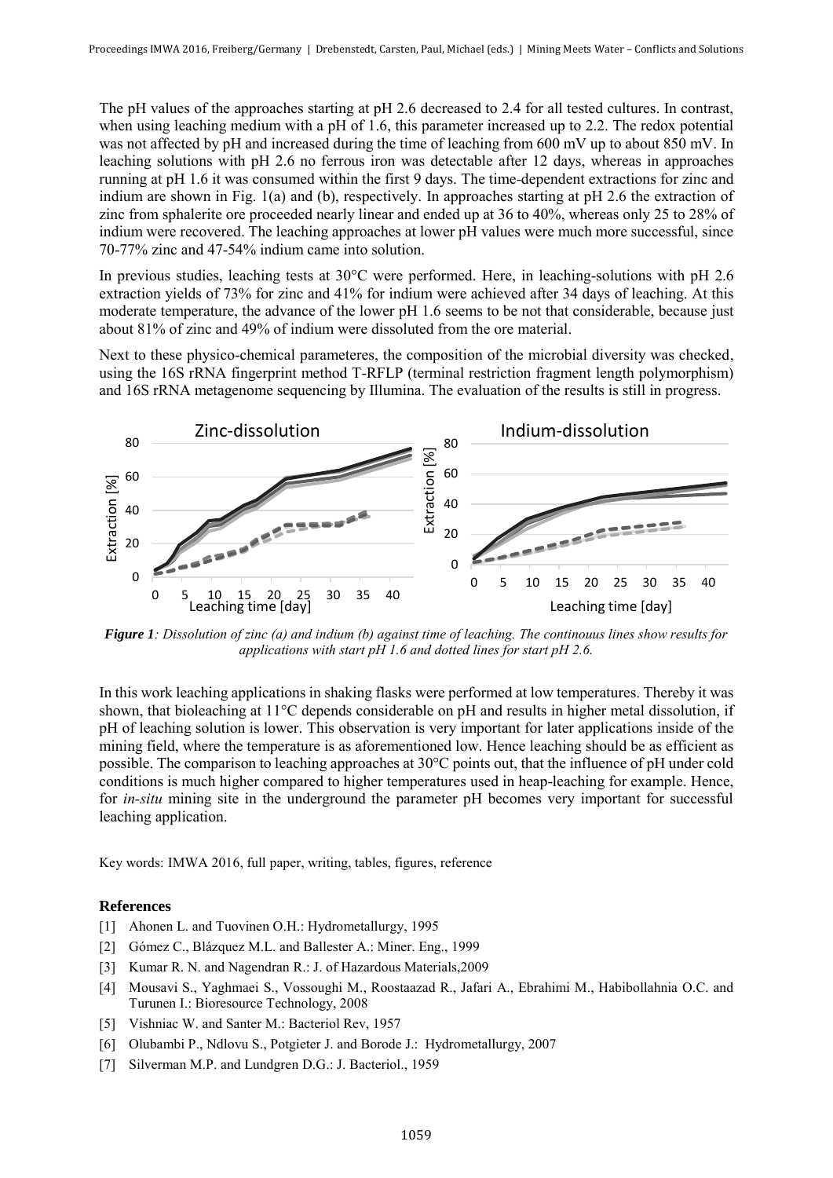The pH values of the approaches starting at pH 2.6 decreased to 2.4 for all tested cultures. In contrast, when using leaching medium with a pH of 1.6, this parameter increased up to 2.2. The redox potential was not affected by pH and increased during the time of leaching from 600 mV up to about 850 mV. In leaching solutions with pH 2.6 no ferrous iron was detectable after 12 days, whereas in approaches running at pH 1.6 it was consumed within the first 9 days. The time-dependent extractions for zinc and indium are shown in Fig. 1(a) and (b), respectively. In approaches starting at pH 2.6 the extraction of zinc from sphalerite ore proceeded nearly linear and ended up at 36 to 40%, whereas only 25 to 28% of indium were recovered. The leaching approaches at lower pH values were much more successful, since 70-77% zinc and 47-54% indium came into solution.

In previous studies, leaching tests at 30°C were performed. Here, in leaching-solutions with pH 2.6 extraction yields of 73% for zinc and 41% for indium were achieved after 34 days of leaching. At this moderate temperature, the advance of the lower pH 1.6 seems to be not that considerable, because just about 81% of zinc and 49% of indium were dissoluted from the ore material.

Next to these physico-chemical parameteres, the composition of the microbial diversity was checked, using the 16S rRNA fingerprint method T-RFLP (terminal restriction fragment length polymorphism) and 16S rRNA metagenome sequencing by Illumina. The evaluation of the results is still in progress.

Zinc-dissolution

Extraction [%]

0, 20, 40, 60, 80

Leaching time [day]

0, 5, 10, 15, 20, 25, 30, 35, 40

Indium-dissolution

Extraction [%]

0, 20, 40, 60, 80

Leaching time [day]

0, 5, 10, 15, 20, 25, 30, 35, 40

***Figure 1****: Dissolution of zinc (a) and indium (b) against time of leaching. The continouus lines show results for applications with start pH 1.6 and dotted lines for start pH 2.6.*

In this work leaching applications in shaking flasks were performed at low temperatures. Thereby it was shown, that bioleaching at 11°C depends considerable on pH and results in higher metal dissolution, if pH of leaching solution is lower. This observation is very important for later applications inside of the mining field, where the temperature is as aforementioned low. Hence leaching should be as efficient as possible. The comparison to leaching approaches at 30°C points out, that the influence of pH under cold conditions is much higher compared to higher temperatures used in heap-leaching for example. Hence, for *in-situ* mining site in the underground the parameter pH becomes very important for successful leaching application.

Key words: IMWA 2016, full paper, writing, tables, figures, reference

## References

[1] Ahonen L. and Tuovinen O.H.: Hydrometallurgy, 1995

[2] Gómez C., Blázquez M.L. and Ballester A.: Miner. Eng., 1999

[3] Kumar R. N. and Nagendran R.: J. of Hazardous Materials,2009

[4] Mousavi S., Yaghmaei S., Vossoughi M., Roostaazad R., Jafari A., Ebrahimi M., Habibollahnia O.C. and Turunen I.: Bioresource Technology, 2008

[5] Vishniac W. and Santer M.: Bacteriol Rev, 1957

[6] Olubambi P., Ndlovu S., Potgieter J. and Borode J.: Hydrometallurgy, 2007

[7] Silverman M.P. and Lundgren D.G.: J. Bacteriol., 1959